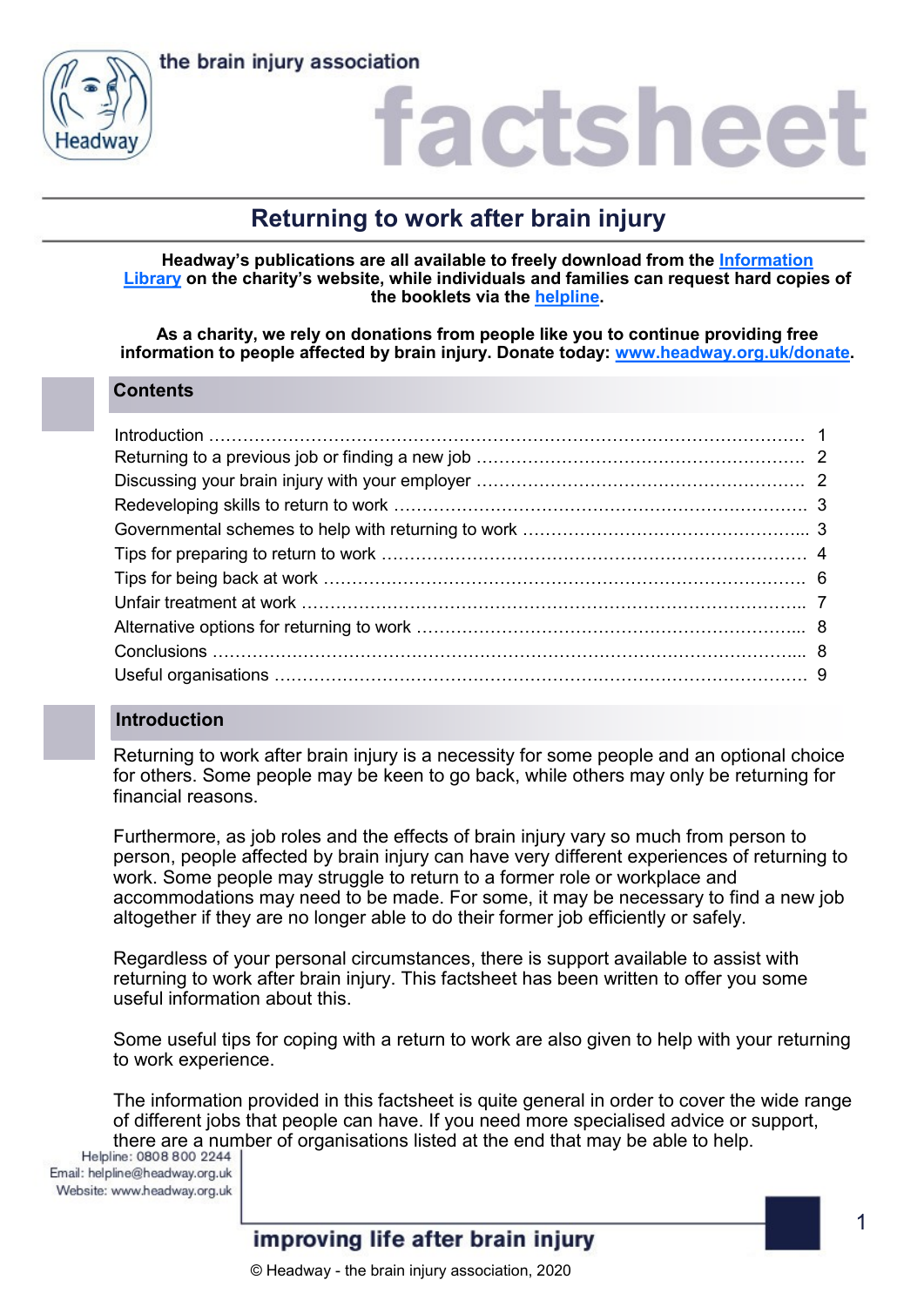the brain injury association

# factsheet

## Returning to work after brain injury

**Headway's publications are all available to freely download from the [Information Library] on the charity's website, while individuals and families can request hard copies of the booklets via the [helpline].**

**As a charity, we rely on donations from people like you to continue providing free information to people affected by brain injury. Donate today: [www.headway.org.uk/donate].**

### Contents

| | |
|---|---|
| Introduction | 1 |
| Returning to a previous job or finding a new job | 2 |
| Discussing your brain injury with your employer | 2 |
| Redeveloping skills to return to work | 3 |
| Governmental schemes to help with returning to work | 3 |
| Tips for preparing to return to work | 4 |
| Tips for being back at work | 6 |
| Unfair treatment at work | 7 |
| Alternative options for returning to work | 8 |
| Conclusions | 8 |
| Useful organisations | 9 |

### Introduction

Returning to work after brain injury is a necessity for some people and an optional choice for others. Some people may be keen to go back, while others may only be returning for financial reasons.

Furthermore, as job roles and the effects of brain injury vary so much from person to person, people affected by brain injury can have very different experiences of returning to work. Some people may struggle to return to a former role or workplace and accommodations may need to be made. For some, it may be necessary to find a new job altogether if they are no longer able to do their former job efficiently or safely.

Regardless of your personal circumstances, there is support available to assist with returning to work after brain injury. This factsheet has been written to offer you some useful information about this.

Some useful tips for coping with a return to work are also given to help with your returning to work experience.

The information provided in this factsheet is quite general in order to cover the wide range of different jobs that people can have. If you need more specialised advice or support, there are a number of organisations listed at the end that may be able to help.

Helpline: 0808 800 2244
Email: helpline@headway.org.uk
Website: www.headway.org.uk

improving life after brain injury

© Headway - the brain injury association, 2020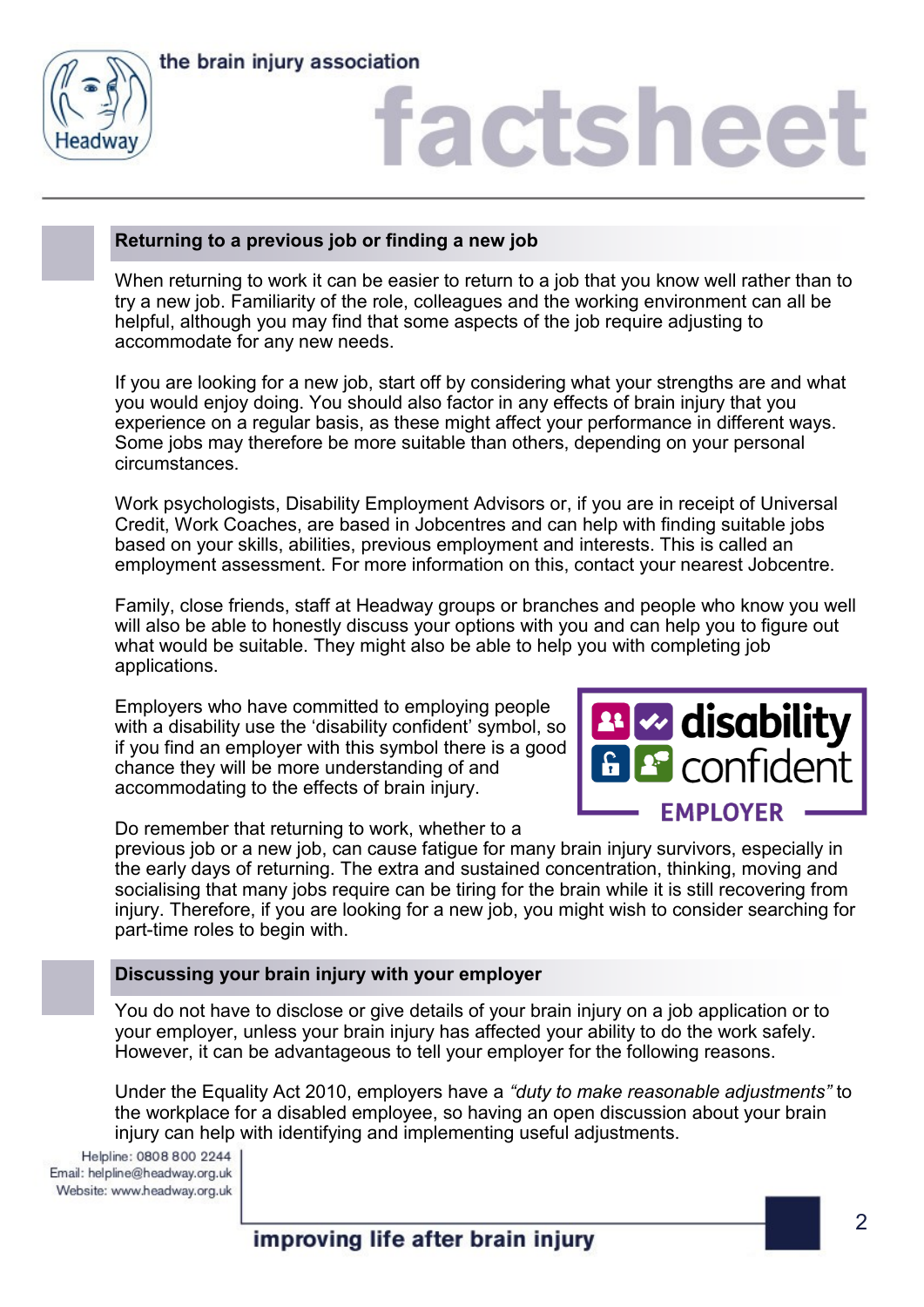## Returning to a previous job or finding a new job

When returning to work it can be easier to return to a job that you know well rather than to try a new job. Familiarity of the role, colleagues and the working environment can all be helpful, although you may find that some aspects of the job require adjusting to accommodate for any new needs.

If you are looking for a new job, start off by considering what your strengths are and what you would enjoy doing. You should also factor in any effects of brain injury that you experience on a regular basis, as these might affect your performance in different ways. Some jobs may therefore be more suitable than others, depending on your personal circumstances.

Work psychologists, Disability Employment Advisors or, if you are in receipt of Universal Credit, Work Coaches, are based in Jobcentres and can help with finding suitable jobs based on your skills, abilities, previous employment and interests. This is called an employment assessment. For more information on this, contact your nearest Jobcentre.

Family, close friends, staff at Headway groups or branches and people who know you well will also be able to honestly discuss your options with you and can help you to figure out what would be suitable. They might also be able to help you with completing job applications.

Employers who have committed to employing people with a disability use the 'disability confident' symbol, so if you find an employer with this symbol there is a good chance they will be more understanding of and accommodating to the effects of brain injury.

Do remember that returning to work, whether to a previous job or a new job, can cause fatigue for many brain injury survivors, especially in the early days of returning. The extra and sustained concentration, thinking, moving and socialising that many jobs require can be tiring for the brain while it is still recovering from injury. Therefore, if you are looking for a new job, you might wish to consider searching for part-time roles to begin with.

## Discussing your brain injury with your employer

You do not have to disclose or give details of your brain injury on a job application or to your employer, unless your brain injury has affected your ability to do the work safely. However, it can be advantageous to tell your employer for the following reasons.

Under the Equality Act 2010, employers have a *"duty to make reasonable adjustments"* to the workplace for a disabled employee, so having an open discussion about your brain injury can help with identifying and implementing useful adjustments.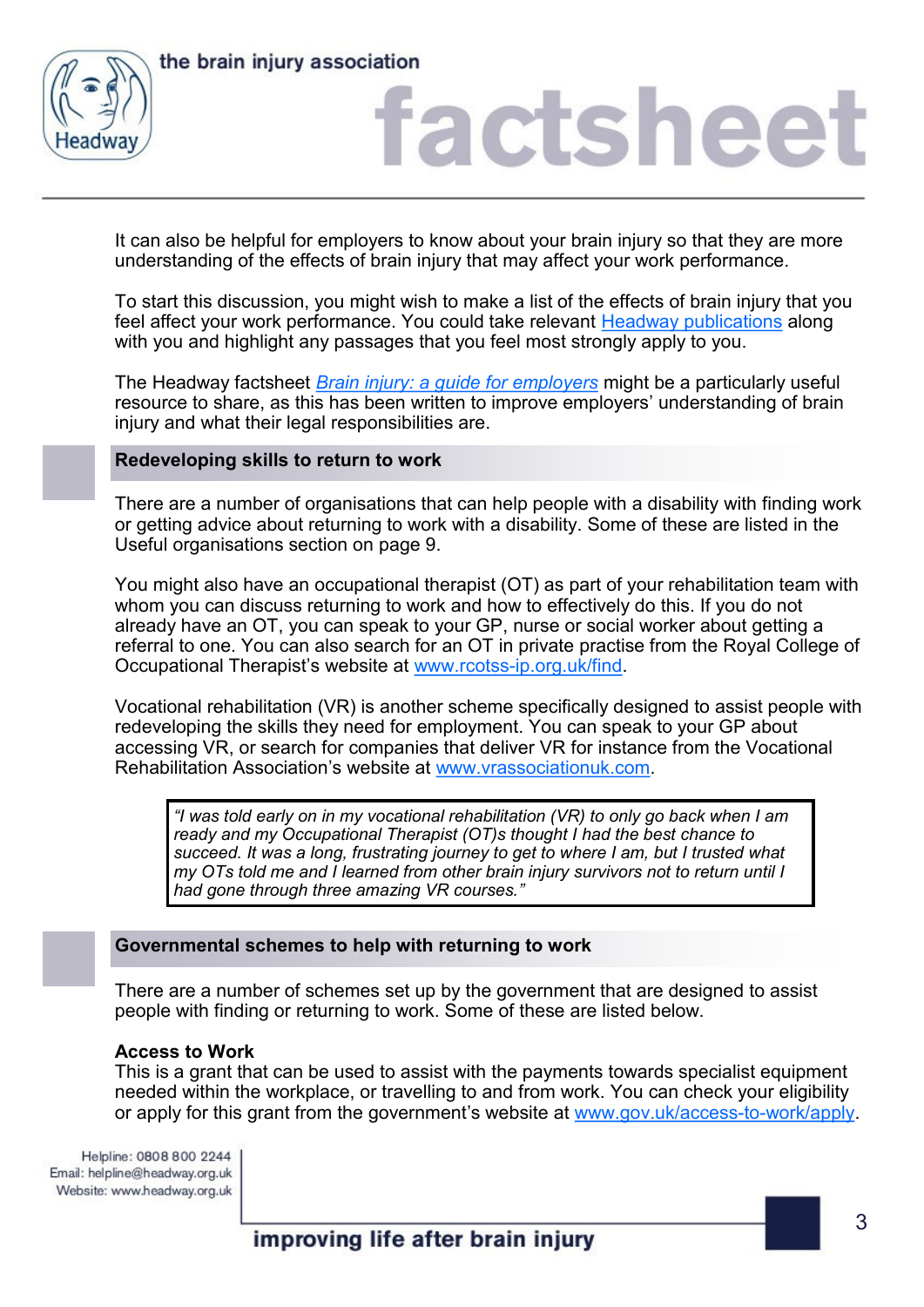It can also be helpful for employers to know about your brain injury so that they are more understanding of the effects of brain injury that may affect your work performance.

To start this discussion, you might wish to make a list of the effects of brain injury that you feel affect your work performance. You could take relevant Headway publications along with you and highlight any passages that you feel most strongly apply to you.

The Headway factsheet *Brain injury: a guide for employers* might be a particularly useful resource to share, as this has been written to improve employers' understanding of brain injury and what their legal responsibilities are.

## Redeveloping skills to return to work

There are a number of organisations that can help people with a disability with finding work or getting advice about returning to work with a disability. Some of these are listed in the Useful organisations section on page 9.

You might also have an occupational therapist (OT) as part of your rehabilitation team with whom you can discuss returning to work and how to effectively do this. If you do not already have an OT, you can speak to your GP, nurse or social worker about getting a referral to one. You can also search for an OT in private practise from the Royal College of Occupational Therapist's website at www.rcotss-ip.org.uk/find.

Vocational rehabilitation (VR) is another scheme specifically designed to assist people with redeveloping the skills they need for employment. You can speak to your GP about accessing VR, or search for companies that deliver VR for instance from the Vocational Rehabilitation Association's website at www.vrassociationuk.com.

> *"I was told early on in my vocational rehabilitation (VR) to only go back when I am ready and my Occupational Therapist (OT)s thought I had the best chance to succeed. It was a long, frustrating journey to get to where I am, but I trusted what my OTs told me and I learned from other brain injury survivors not to return until I had gone through three amazing VR courses."*

## Governmental schemes to help with returning to work

There are a number of schemes set up by the government that are designed to assist people with finding or returning to work. Some of these are listed below.

**Access to Work**
This is a grant that can be used to assist with the payments towards specialist equipment needed within the workplace, or travelling to and from work. You can check your eligibility or apply for this grant from the government's website at www.gov.uk/access-to-work/apply.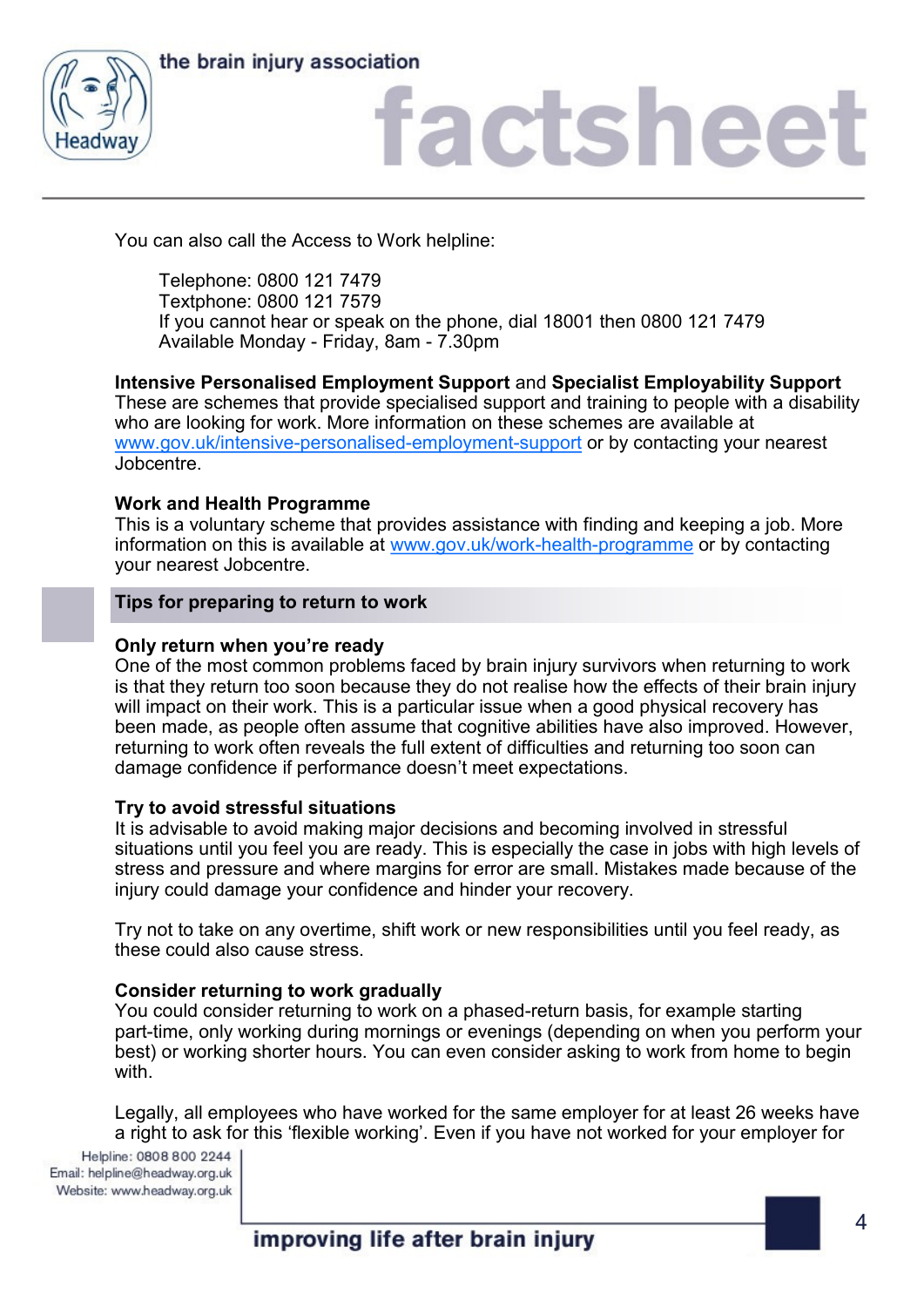You can also call the Access to Work helpline:

Telephone: 0800 121 7479
Textphone: 0800 121 7579
If you cannot hear or speak on the phone, dial 18001 then 0800 121 7479
Available Monday - Friday, 8am - 7.30pm

**Intensive Personalised Employment Support** and **Specialist Employability Support**
These are schemes that provide specialised support and training to people with a disability who are looking for work. More information on these schemes are available at [www.gov.uk/intensive-personalised-employment-support](www.gov.uk/intensive-personalised-employment-support) or by contacting your nearest Jobcentre.

**Work and Health Programme**
This is a voluntary scheme that provides assistance with finding and keeping a job. More information on this is available at [www.gov.uk/work-health-programme](www.gov.uk/work-health-programme) or by contacting your nearest Jobcentre.

## Tips for preparing to return to work

**Only return when you're ready**
One of the most common problems faced by brain injury survivors when returning to work is that they return too soon because they do not realise how the effects of their brain injury will impact on their work. This is a particular issue when a good physical recovery has been made, as people often assume that cognitive abilities have also improved. However, returning to work often reveals the full extent of difficulties and returning too soon can damage confidence if performance doesn't meet expectations.

**Try to avoid stressful situations**
It is advisable to avoid making major decisions and becoming involved in stressful situations until you feel you are ready. This is especially the case in jobs with high levels of stress and pressure and where margins for error are small. Mistakes made because of the injury could damage your confidence and hinder your recovery.

Try not to take on any overtime, shift work or new responsibilities until you feel ready, as these could also cause stress.

**Consider returning to work gradually**
You could consider returning to work on a phased-return basis, for example starting part-time, only working during mornings or evenings (depending on when you perform your best) or working shorter hours. You can even consider asking to work from home to begin with.

Legally, all employees who have worked for the same employer for at least 26 weeks have a right to ask for this 'flexible working'. Even if you have not worked for your employer for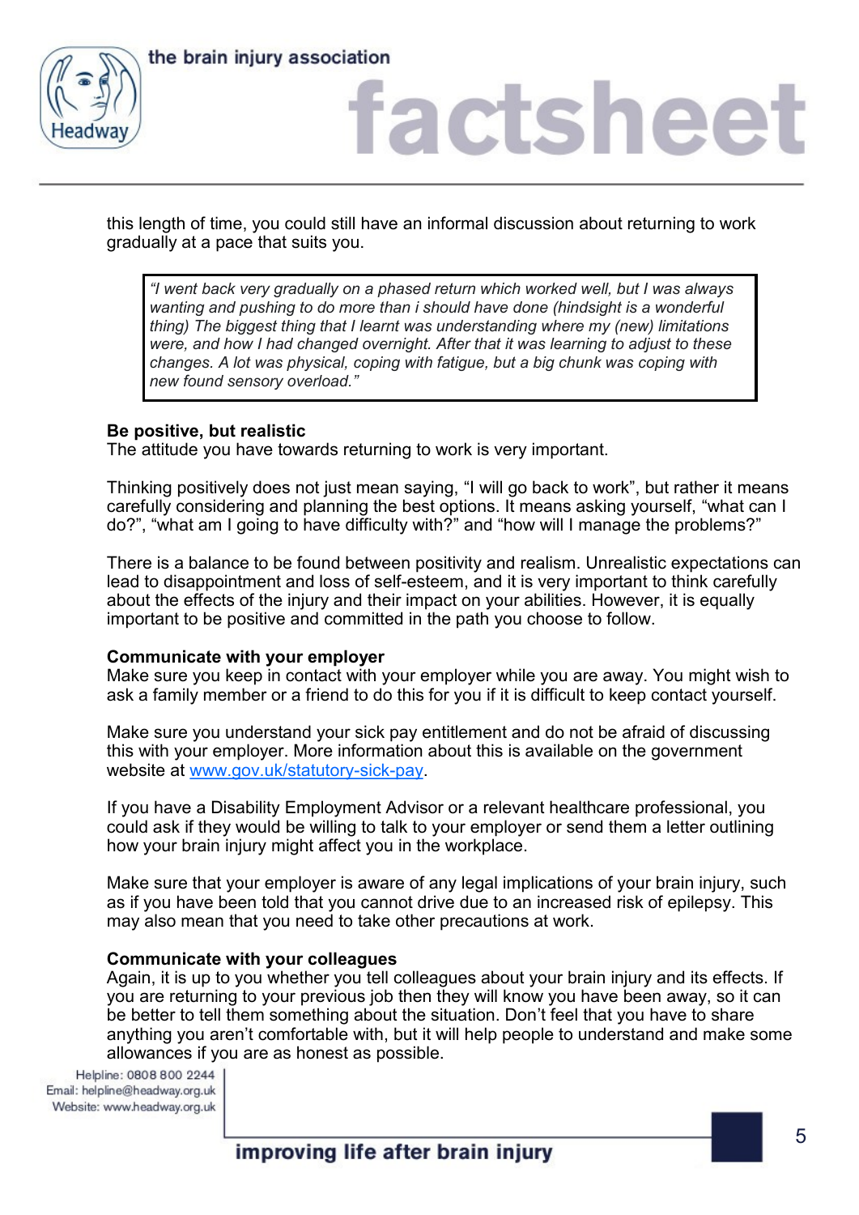this length of time, you could still have an informal discussion about returning to work gradually at a pace that suits you.

> *"I went back very gradually on a phased return which worked well, but I was always wanting and pushing to do more than i should have done (hindsight is a wonderful thing) The biggest thing that I learnt was understanding where my (new) limitations were, and how I had changed overnight. After that it was learning to adjust to these changes. A lot was physical, coping with fatigue, but a big chunk was coping with new found sensory overload."*

**Be positive, but realistic**

The attitude you have towards returning to work is very important.

Thinking positively does not just mean saying, "I will go back to work", but rather it means carefully considering and planning the best options. It means asking yourself, "what can I do?", "what am I going to have difficulty with?" and "how will I manage the problems?"

There is a balance to be found between positivity and realism. Unrealistic expectations can lead to disappointment and loss of self-esteem, and it is very important to think carefully about the effects of the injury and their impact on your abilities. However, it is equally important to be positive and committed in the path you choose to follow.

**Communicate with your employer**

Make sure you keep in contact with your employer while you are away. You might wish to ask a family member or a friend to do this for you if it is difficult to keep contact yourself.

Make sure you understand your sick pay entitlement and do not be afraid of discussing this with your employer. More information about this is available on the government website at [www.gov.uk/statutory-sick-pay](http://www.gov.uk/statutory-sick-pay).

If you have a Disability Employment Advisor or a relevant healthcare professional, you could ask if they would be willing to talk to your employer or send them a letter outlining how your brain injury might affect you in the workplace.

Make sure that your employer is aware of any legal implications of your brain injury, such as if you have been told that you cannot drive due to an increased risk of epilepsy. This may also mean that you need to take other precautions at work.

**Communicate with your colleagues**

Again, it is up to you whether you tell colleagues about your brain injury and its effects. If you are returning to your previous job then they will know you have been away, so it can be better to tell them something about the situation. Don't feel that you have to share anything you aren't comfortable with, but it will help people to understand and make some allowances if you are as honest as possible.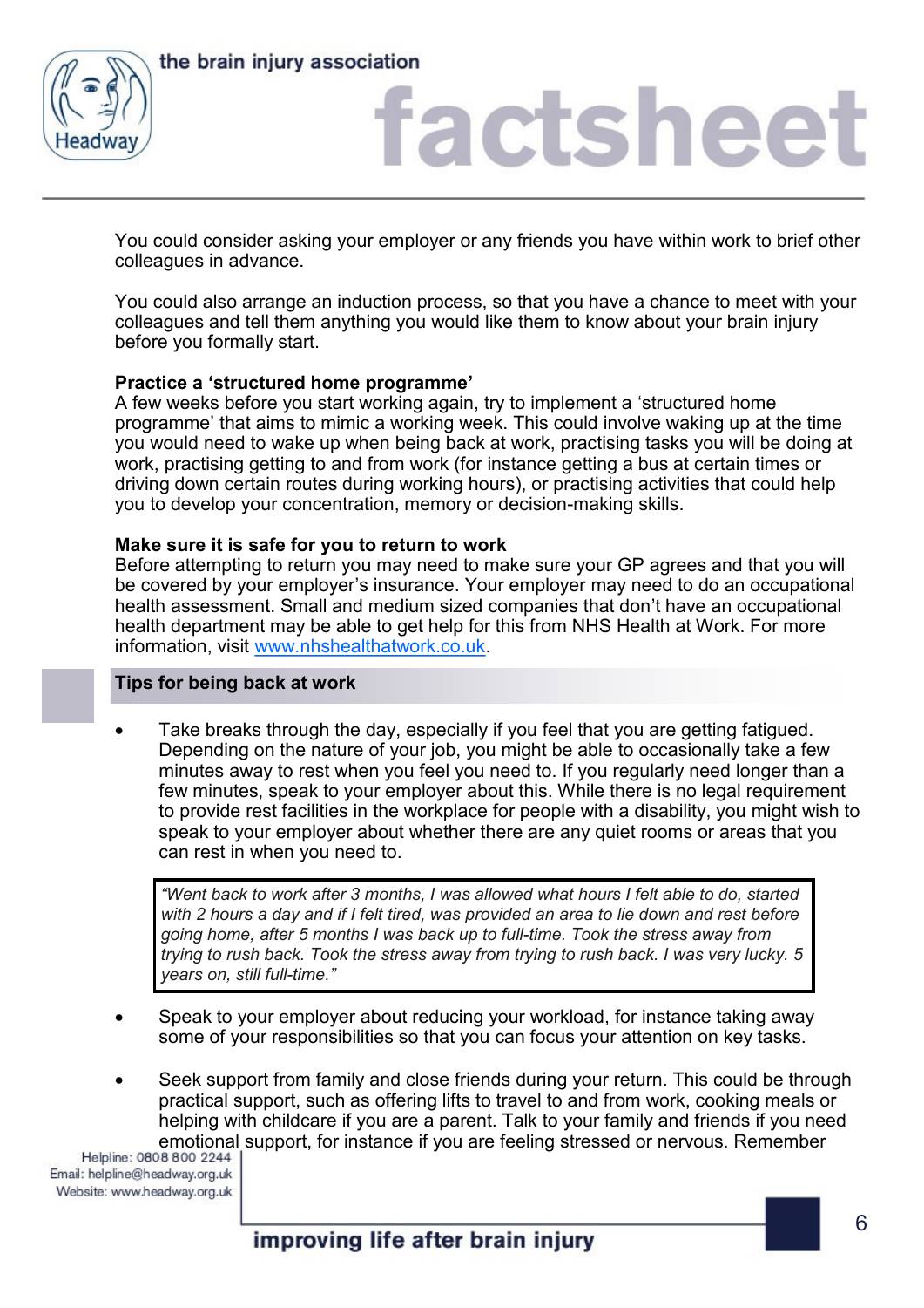You could consider asking your employer or any friends you have within work to brief other colleagues in advance.

You could also arrange an induction process, so that you have a chance to meet with your colleagues and tell them anything you would like them to know about your brain injury before you formally start.

**Practice a 'structured home programme'**
A few weeks before you start working again, try to implement a 'structured home programme' that aims to mimic a working week. This could involve waking up at the time you would need to wake up when being back at work, practising tasks you will be doing at work, practising getting to and from work (for instance getting a bus at certain times or driving down certain routes during working hours), or practising activities that could help you to develop your concentration, memory or decision-making skills.

**Make sure it is safe for you to return to work**
Before attempting to return you may need to make sure your GP agrees and that you will be covered by your employer's insurance. Your employer may need to do an occupational health assessment. Small and medium sized companies that don't have an occupational health department may be able to get help for this from NHS Health at Work. For more information, visit [www.nhshealthatwork.co.uk](http://www.nhshealthatwork.co.uk).

## Tips for being back at work

- Take breaks through the day, especially if you feel that you are getting fatigued. Depending on the nature of your job, you might be able to occasionally take a few minutes away to rest when you feel you need to. If you regularly need longer than a few minutes, speak to your employer about this. While there is no legal requirement to provide rest facilities in the workplace for people with a disability, you might wish to speak to your employer about whether there are any quiet rooms or areas that you can rest in when you need to.

> *"Went back to work after 3 months, I was allowed what hours I felt able to do, started with 2 hours a day and if I felt tired, was provided an area to lie down and rest before going home, after 5 months I was back up to full-time. Took the stress away from trying to rush back. Took the stress away from trying to rush back. I was very lucky. 5 years on, still full-time."*

- Speak to your employer about reducing your workload, for instance taking away some of your responsibilities so that you can focus your attention on key tasks.

- Seek support from family and close friends during your return. This could be through practical support, such as offering lifts to travel to and from work, cooking meals or helping with childcare if you are a parent. Talk to your family and friends if you need emotional support, for instance if you are feeling stressed or nervous. Remember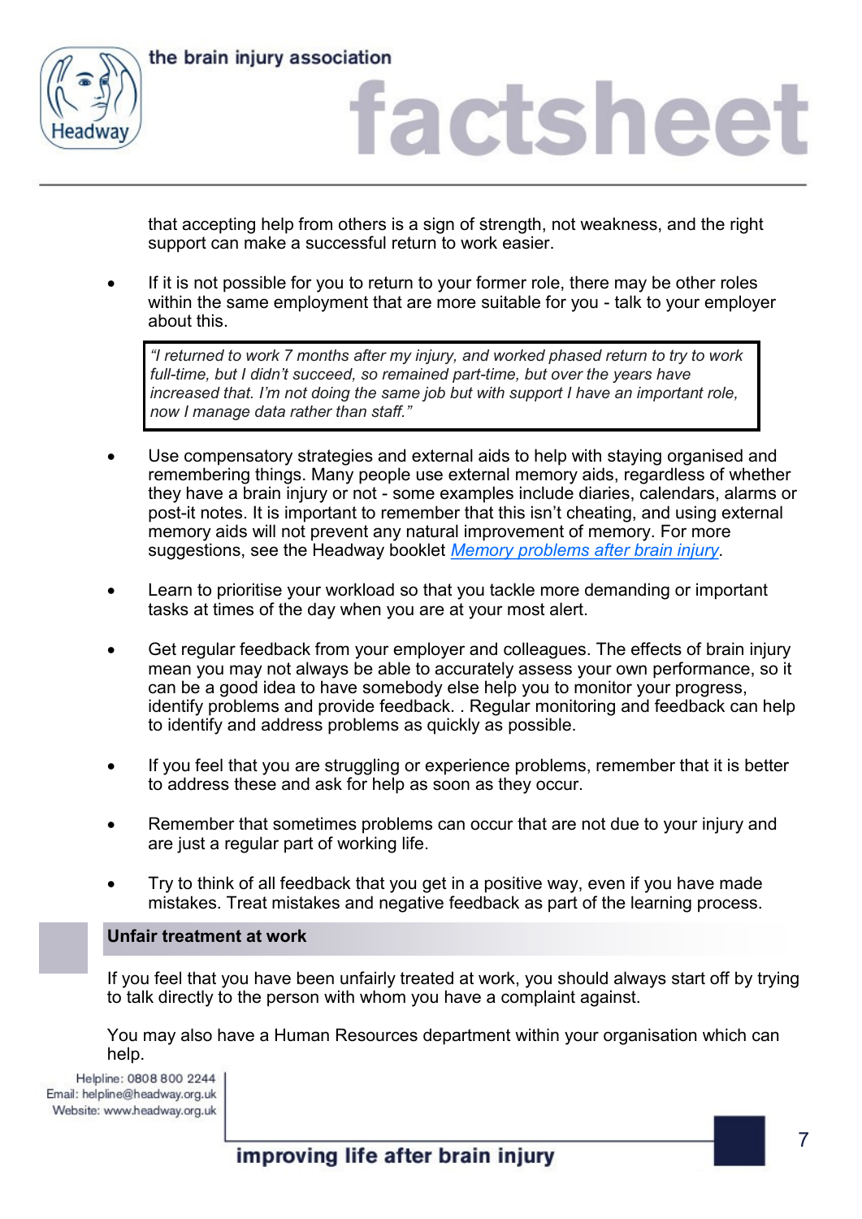that accepting help from others is a sign of strength, not weakness, and the right support can make a successful return to work easier.

- If it is not possible for you to return to your former role, there may be other roles within the same employment that are more suitable for you - talk to your employer about this.

> *"I returned to work 7 months after my injury, and worked phased return to try to work full-time, but I didn't succeed, so remained part-time, but over the years have increased that. I'm not doing the same job but with support I have an important role, now I manage data rather than staff."*

- Use compensatory strategies and external aids to help with staying organised and remembering things. Many people use external memory aids, regardless of whether they have a brain injury or not - some examples include diaries, calendars, alarms or post-it notes. It is important to remember that this isn't cheating, and using external memory aids will not prevent any natural improvement of memory. For more suggestions, see the Headway booklet *Memory problems after brain injury*.

- Learn to prioritise your workload so that you tackle more demanding or important tasks at times of the day when you are at your most alert.

- Get regular feedback from your employer and colleagues. The effects of brain injury mean you may not always be able to accurately assess your own performance, so it can be a good idea to have somebody else help you to monitor your progress, identify problems and provide feedback. . Regular monitoring and feedback can help to identify and address problems as quickly as possible.

- If you feel that you are struggling or experience problems, remember that it is better to address these and ask for help as soon as they occur.

- Remember that sometimes problems can occur that are not due to your injury and are just a regular part of working life.

- Try to think of all feedback that you get in a positive way, even if you have made mistakes. Treat mistakes and negative feedback as part of the learning process.

## Unfair treatment at work

If you feel that you have been unfairly treated at work, you should always start off by trying to talk directly to the person with whom you have a complaint against.

You may also have a Human Resources department within your organisation which can help.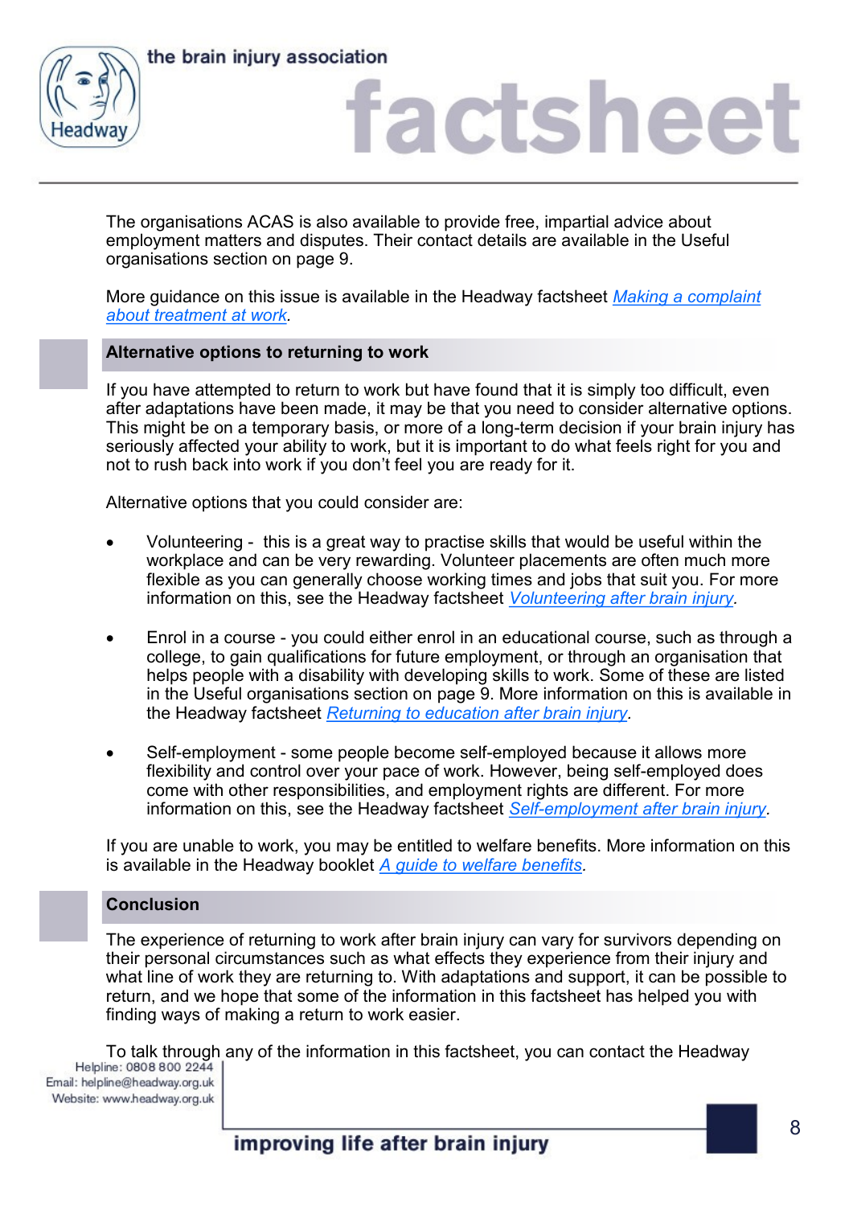The organisations ACAS is also available to provide free, impartial advice about employment matters and disputes. Their contact details are available in the Useful organisations section on page 9.

More guidance on this issue is available in the Headway factsheet *Making a complaint about treatment at work*.

## Alternative options to returning to work

If you have attempted to return to work but have found that it is simply too difficult, even after adaptations have been made, it may be that you need to consider alternative options. This might be on a temporary basis, or more of a long-term decision if your brain injury has seriously affected your ability to work, but it is important to do what feels right for you and not to rush back into work if you don't feel you are ready for it.

Alternative options that you could consider are:

- Volunteering - this is a great way to practise skills that would be useful within the workplace and can be very rewarding. Volunteer placements are often much more flexible as you can generally choose working times and jobs that suit you. For more information on this, see the Headway factsheet *Volunteering after brain injury*.

- Enrol in a course - you could either enrol in an educational course, such as through a college, to gain qualifications for future employment, or through an organisation that helps people with a disability with developing skills to work. Some of these are listed in the Useful organisations section on page 9. More information on this is available in the Headway factsheet *Returning to education after brain injury*.

- Self-employment - some people become self-employed because it allows more flexibility and control over your pace of work. However, being self-employed does come with other responsibilities, and employment rights are different. For more information on this, see the Headway factsheet *Self-employment after brain injury*.

If you are unable to work, you may be entitled to welfare benefits. More information on this is available in the Headway booklet *A guide to welfare benefits*.

## Conclusion

The experience of returning to work after brain injury can vary for survivors depending on their personal circumstances such as what effects they experience from their injury and what line of work they are returning to. With adaptations and support, it can be possible to return, and we hope that some of the information in this factsheet has helped you with finding ways of making a return to work easier.

To talk through any of the information in this factsheet, you can contact the Headway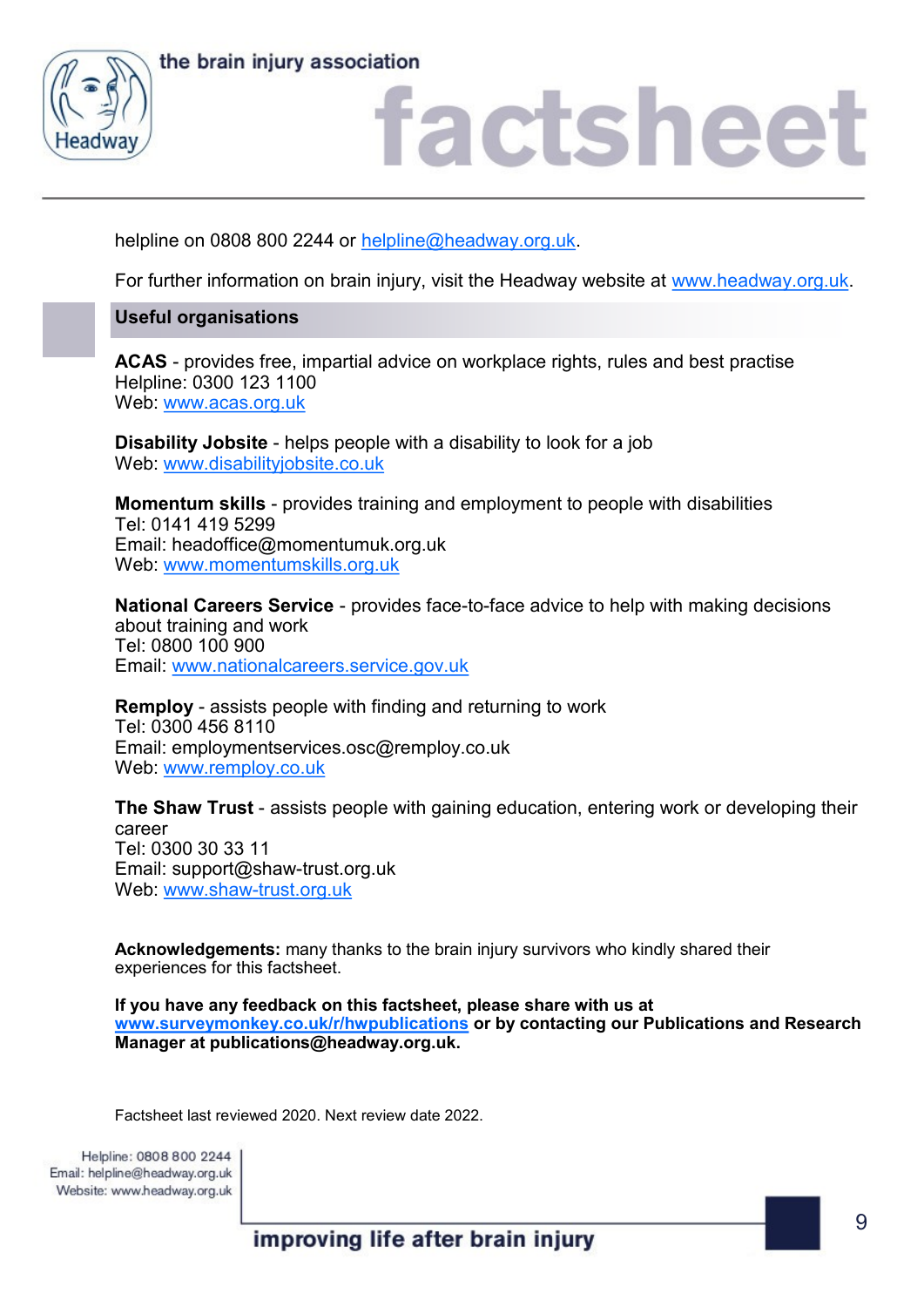helpline on 0808 800 2244 or helpline@headway.org.uk.

For further information on brain injury, visit the Headway website at www.headway.org.uk.

## Useful organisations

**ACAS** - provides free, impartial advice on workplace rights, rules and best practise
Helpline: 0300 123 1100
Web: www.acas.org.uk

**Disability Jobsite** - helps people with a disability to look for a job
Web: www.disabilityjobsite.co.uk

**Momentum skills** - provides training and employment to people with disabilities
Tel: 0141 419 5299
Email: headoffice@momentumuk.org.uk
Web: www.momentumskills.org.uk

**National Careers Service** - provides face-to-face advice to help with making decisions about training and work
Tel: 0800 100 900
Email: www.nationalcareers.service.gov.uk

**Remploy** - assists people with finding and returning to work
Tel: 0300 456 8110
Email: employmentservices.osc@remploy.co.uk
Web: www.remploy.co.uk

**The Shaw Trust** - assists people with gaining education, entering work or developing their career
Tel: 0300 30 33 11
Email: support@shaw-trust.org.uk
Web: www.shaw-trust.org.uk

**Acknowledgements:** many thanks to the brain injury survivors who kindly shared their experiences for this factsheet.

**If you have any feedback on this factsheet, please share with us at www.surveymonkey.co.uk/r/hwpublications or by contacting our Publications and Research Manager at publications@headway.org.uk.**

Factsheet last reviewed 2020. Next review date 2022.